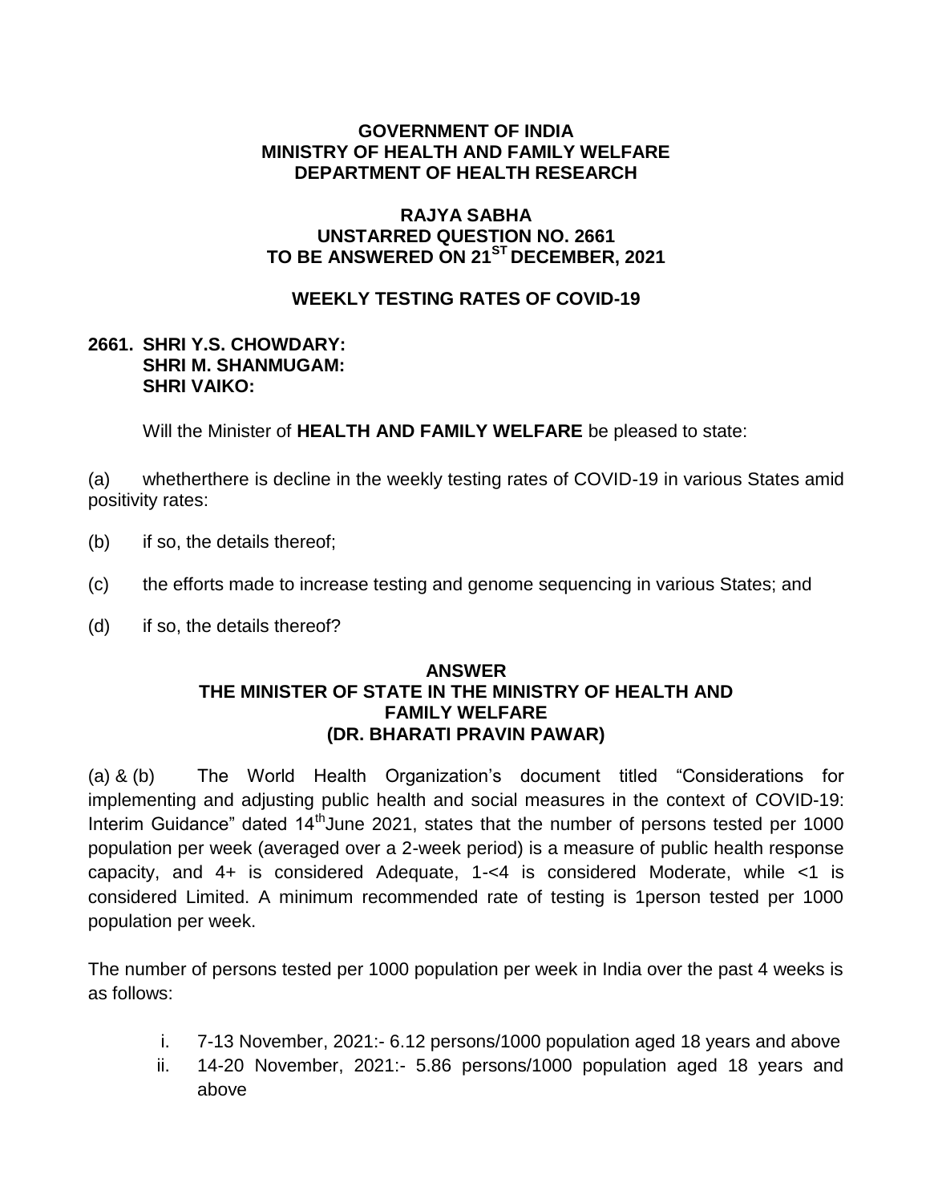**GOVERNMENT OF INDIA**
**MINISTRY OF HEALTH AND FAMILY WELFARE**
**DEPARTMENT OF HEALTH RESEARCH**

**RAJYA SABHA**
**UNSTARRED QUESTION NO. 2661**
**TO BE ANSWERED ON 21ST DECEMBER, 2021**

**WEEKLY TESTING RATES OF COVID-19**

**2661. SHRI Y.S. CHOWDARY:**
**SHRI M. SHANMUGAM:**
**SHRI VAIKO:**

Will the Minister of **HEALTH AND FAMILY WELFARE** be pleased to state:

(a) whetherthere is decline in the weekly testing rates of COVID-19 in various States amid positivity rates:

(b) if so, the details thereof;

(c) the efforts made to increase testing and genome sequencing in various States; and

(d) if so, the details thereof?

**ANSWER**
**THE MINISTER OF STATE IN THE MINISTRY OF HEALTH AND FAMILY WELFARE**
**(DR. BHARATI PRAVIN PAWAR)**

(a) & (b) The World Health Organization's document titled "Considerations for implementing and adjusting public health and social measures in the context of COVID-19: Interim Guidance" dated 14thJune 2021, states that the number of persons tested per 1000 population per week (averaged over a 2-week period) is a measure of public health response capacity, and 4+ is considered Adequate, 1-<4 is considered Moderate, while <1 is considered Limited. A minimum recommended rate of testing is 1person tested per 1000 population per week.

The number of persons tested per 1000 population per week in India over the past 4 weeks is as follows:

i. 7-13 November, 2021:- 6.12 persons/1000 population aged 18 years and above
ii. 14-20 November, 2021:- 5.86 persons/1000 population aged 18 years and above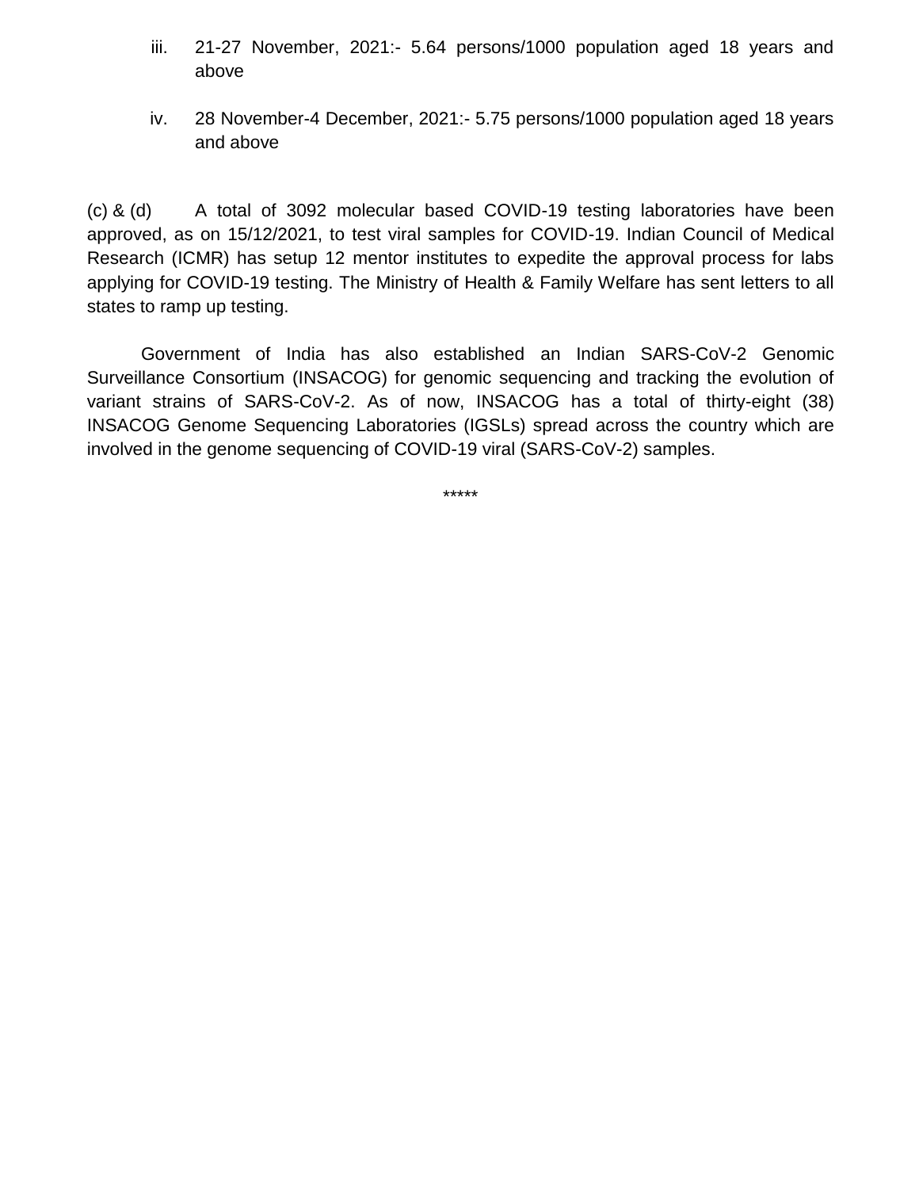iii. 21-27 November, 2021:- 5.64 persons/1000 population aged 18 years and above

iv. 28 November-4 December, 2021:- 5.75 persons/1000 population aged 18 years and above

(c) & (d) A total of 3092 molecular based COVID-19 testing laboratories have been approved, as on 15/12/2021, to test viral samples for COVID-19. Indian Council of Medical Research (ICMR) has setup 12 mentor institutes to expedite the approval process for labs applying for COVID-19 testing. The Ministry of Health & Family Welfare has sent letters to all states to ramp up testing.

Government of India has also established an Indian SARS-CoV-2 Genomic Surveillance Consortium (INSACOG) for genomic sequencing and tracking the evolution of variant strains of SARS-CoV-2. As of now, INSACOG has a total of thirty-eight (38) INSACOG Genome Sequencing Laboratories (IGSLs) spread across the country which are involved in the genome sequencing of COVID-19 viral (SARS-CoV-2) samples.

*****